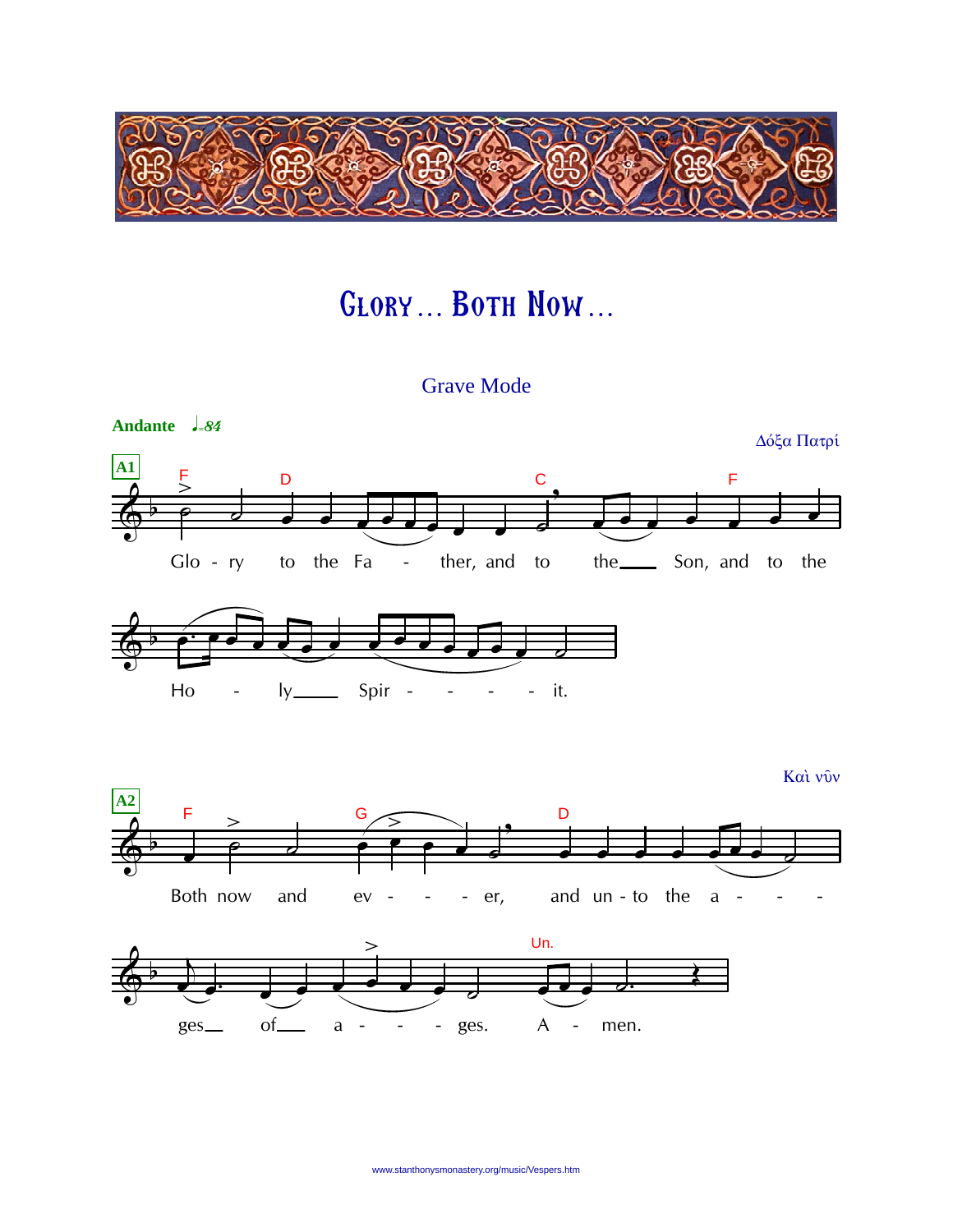# Glory … Both Now …

Grave Mode

**Andante** ♩=84

Δόξα Πατρί

**A1**

Glo - ry to the Fa - ther, and to the Son, and to the Ho - ly Spir - it.

Καὶ νῦν

**A2**

Both now and ev - er, and un - to the a - ges of a - ges. A - men.

www.stanthonysmonastery.org/music/Vespers.htm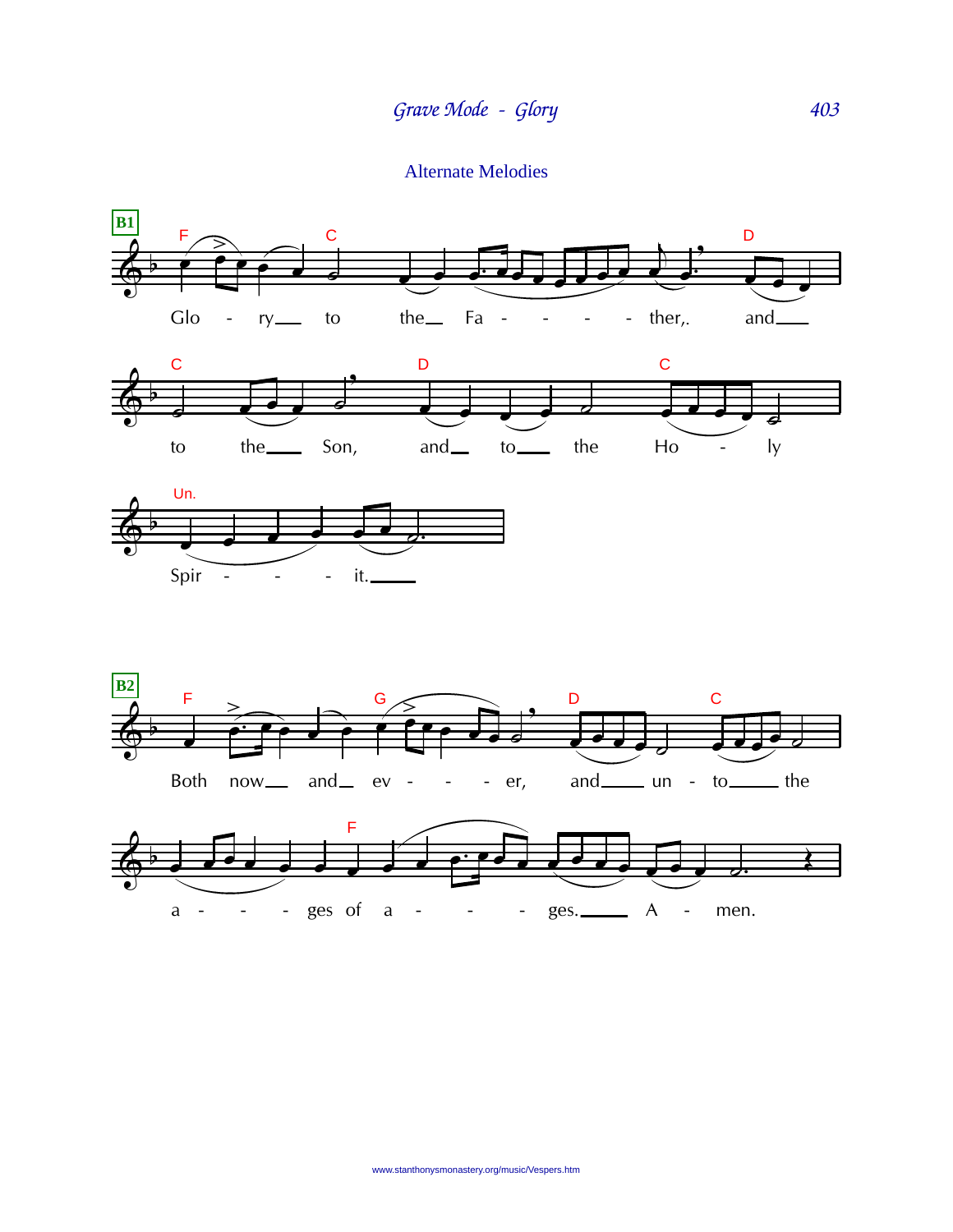# Grave Mode - Glory

## Alternate Melodies

**B1**

Glo - ry to the Fa - - - - ther,. and to the Son, and to the Ho - ly Spir - - - it.

**B2**

Both now and ev - - - er, and un - to the a - - - ges of a - - - ges. A - men.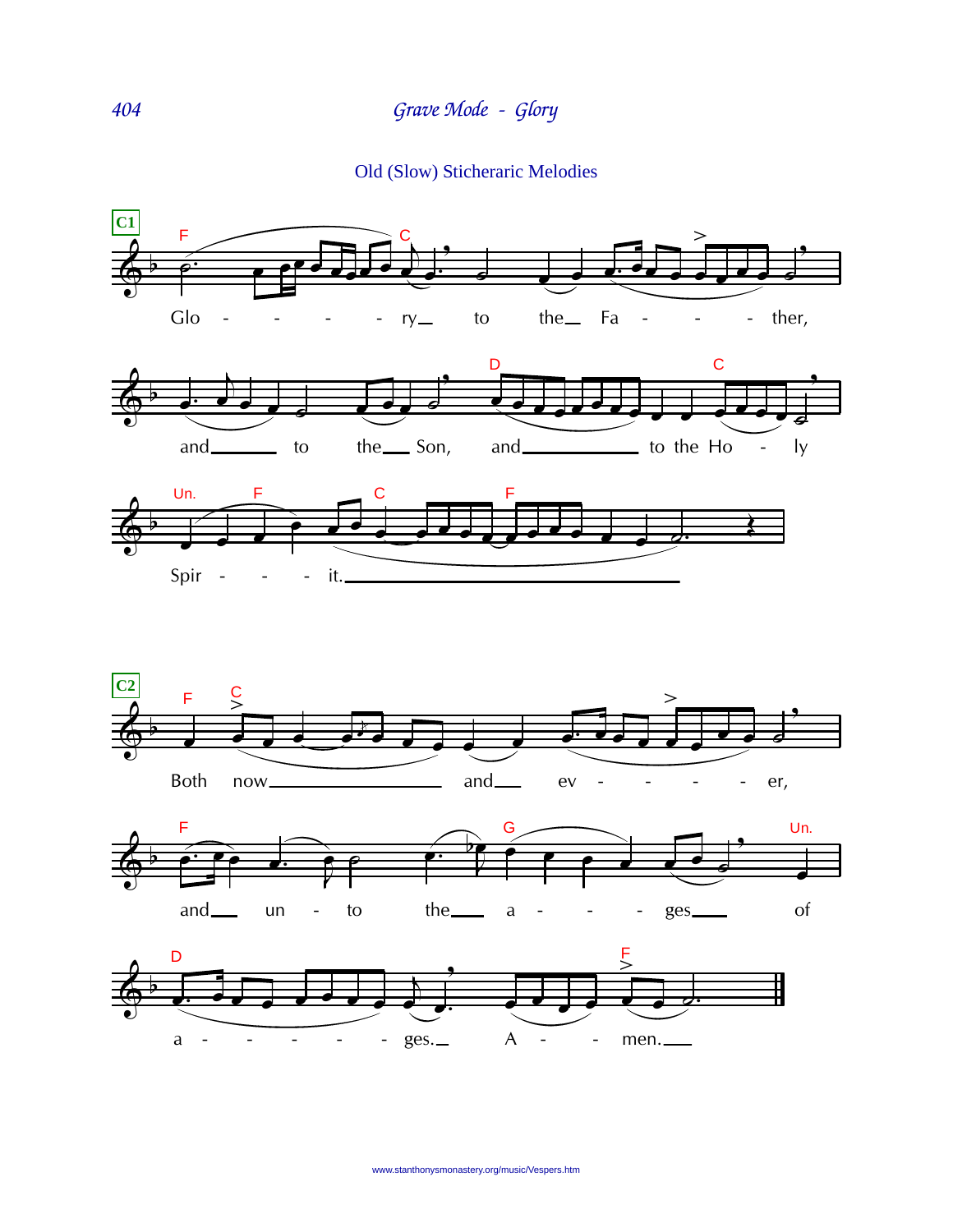## Old (Slow) Sticheraric Melodies

**C1**

Glo - - - - ry to the Fa - - - ther,

and to the Son, and to the Ho - ly

Spir - - - it.

**C2**

Both now and ev - - - - er,

and un - to the a - - - ges of

a - - - - - ges. A - - men.

www.stanthonysmonastery.org/music/Vespers.htm